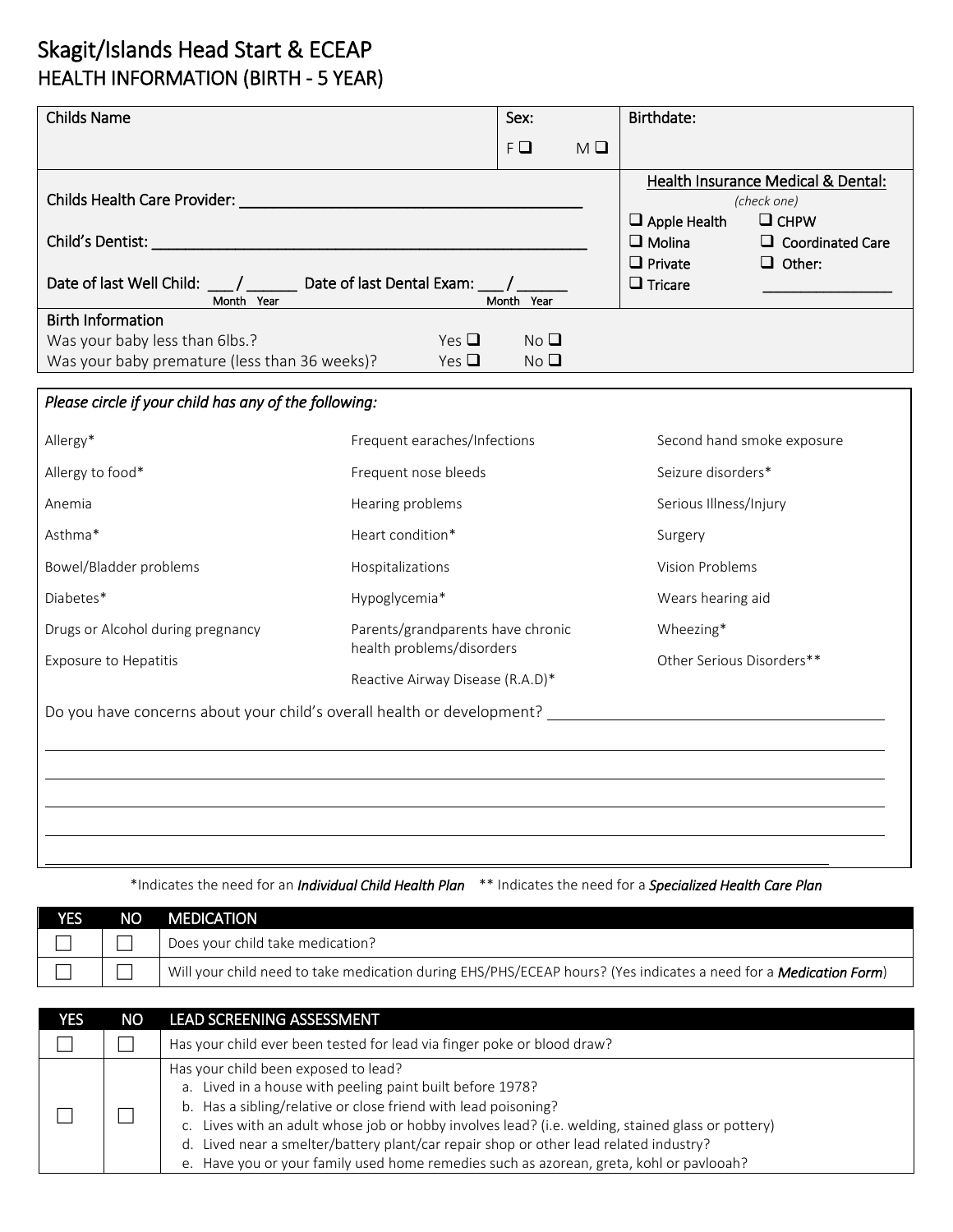# Skagit/Islands Head Start & ECEAP

## HEALTH INFORMATION (BIRTH - 5 YEAR)

| Childs Name | Sex: F ☐ M ☐ | Birthdate: |
|---|---|---|

Childs Health Care Provider: ___________________________________

Child's Dentist: ___________________________________

Date of last Well Child: ___ / _____ (Month Year) Date of last Dental Exam: ___ / _____ (Month Year)

**Health Insurance Medical & Dental:** *(check one)*

- ☐ Apple Health
- ☐ CHPW
- ☐ Molina
- ☐ Coordinated Care
- ☐ Private
- ☐ Other: _______________
- ☐ Tricare

**Birth Information**

| | | |
|---|---|---|
| Was your baby less than 6lbs.? | Yes ☐ | No ☐ |
| Was your baby premature (less than 36 weeks)? | Yes ☐ | No ☐ |

*Please circle if your child has any of the following:*

| | | |
|---|---|---|
| Allergy* | Frequent earaches/Infections | Second hand smoke exposure |
| Allergy to food* | Frequent nose bleeds | Seizure disorders* |
| Anemia | Hearing problems | Serious Illness/Injury |
| Asthma* | Heart condition* | Surgery |
| Bowel/Bladder problems | Hospitalizations | Vision Problems |
| Diabetes* | Hypoglycemia* | Wears hearing aid |
| Drugs or Alcohol during pregnancy | Parents/grandparents have chronic health problems/disorders | Wheezing* |
| Exposure to Hepatitis | Reactive Airway Disease (R.A.D)* | Other Serious Disorders** |

Do you have concerns about your child's overall health or development? ___________________________________

___________________________________

___________________________________

___________________________________

___________________________________

___________________________________

*Indicates the need for an ***Individual Child Health Plan*** ** Indicates the need for a ***Specialized Health Care Plan***

| YES | NO | MEDICATION |
|---|---|---|
| ☐ | ☐ | Does your child take medication? |
| ☐ | ☐ | Will your child need to take medication during EHS/PHS/ECEAP hours? (Yes indicates a need for a ***Medication Form***) |

| YES | NO | LEAD SCREENING ASSESSMENT |
|---|---|---|
| ☐ | ☐ | Has your child ever been tested for lead via finger poke or blood draw? |
| ☐ | ☐ | Has your child been exposed to lead?<br>a. Lived in a house with peeling paint built before 1978?<br>b. Has a sibling/relative or close friend with lead poisoning?<br>c. Lives with an adult whose job or hobby involves lead? (i.e. welding, stained glass or pottery)<br>d. Lived near a smelter/battery plant/car repair shop or other lead related industry?<br>e. Have you or your family used home remedies such as azorean, greta, kohl or pavlooah? |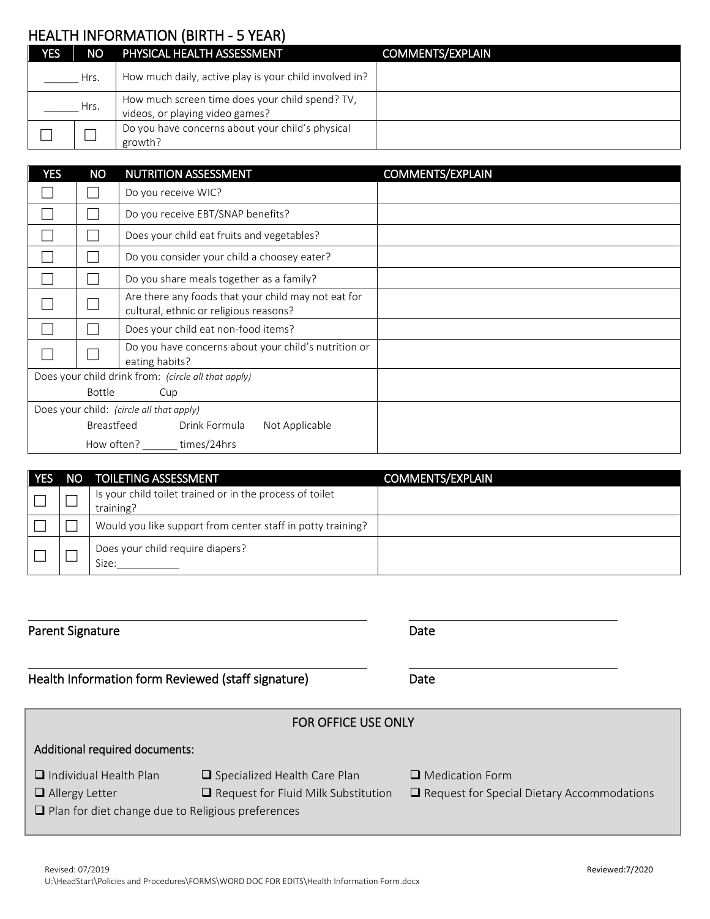## HEALTH INFORMATION (BIRTH - 5 YEAR)

| YES | NO | PHYSICAL HEALTH ASSESSMENT | COMMENTS/EXPLAIN |
|---|---|---|---|
| ______ Hrs. | | How much daily, active play is your child involved in? | |
| ______ Hrs. | | How much screen time does your child spend? TV, videos, or playing video games? | |
| ☐ | ☐ | Do you have concerns about your child's physical growth? | |

| YES | NO | NUTRITION ASSESSMENT | COMMENTS/EXPLAIN |
|---|---|---|---|
| ☐ | ☐ | Do you receive WIC? | |
| ☐ | ☐ | Do you receive EBT/SNAP benefits? | |
| ☐ | ☐ | Does your child eat fruits and vegetables? | |
| ☐ | ☐ | Do you consider your child a choosey eater? | |
| ☐ | ☐ | Do you share meals together as a family? | |
| ☐ | ☐ | Are there any foods that your child may not eat for cultural, ethnic or religious reasons? | |
| ☐ | ☐ | Does your child eat non-food items? | |
| ☐ | ☐ | Do you have concerns about your child's nutrition or eating habits? | |
| Does your child drink from: *(circle all that apply)* Bottle Cup | | | |
| Does your child: *(circle all that apply)* Breastfeed Drink Formula Not Applicable How often? ______ times/24hrs | | | |

| YES | NO | TOILETING ASSESSMENT | COMMENTS/EXPLAIN |
|---|---|---|---|
| ☐ | ☐ | Is your child toilet trained or in the process of toilet training? | |
| ☐ | ☐ | Would you like support from center staff in potty training? | |
| ☐ | ☐ | Does your child require diapers? Size:__________ | |

______________________________ ______________________

Parent Signature Date

______________________________ ______________________

Health Information form Reviewed (staff signature) Date

### FOR OFFICE USE ONLY

Additional required documents:

- ☐ Individual Health Plan
- ☐ Specialized Health Care Plan
- ☐ Medication Form
- ☐ Allergy Letter
- ☐ Request for Fluid Milk Substitution
- ☐ Request for Special Dietary Accommodations
- ☐ Plan for diet change due to Religious preferences

Revised: 07/2019 Reviewed:7/2020

U:\HeadStart\Policies and Procedures\FORMS\WORD DOC FOR EDITS\Health Information Form.docx